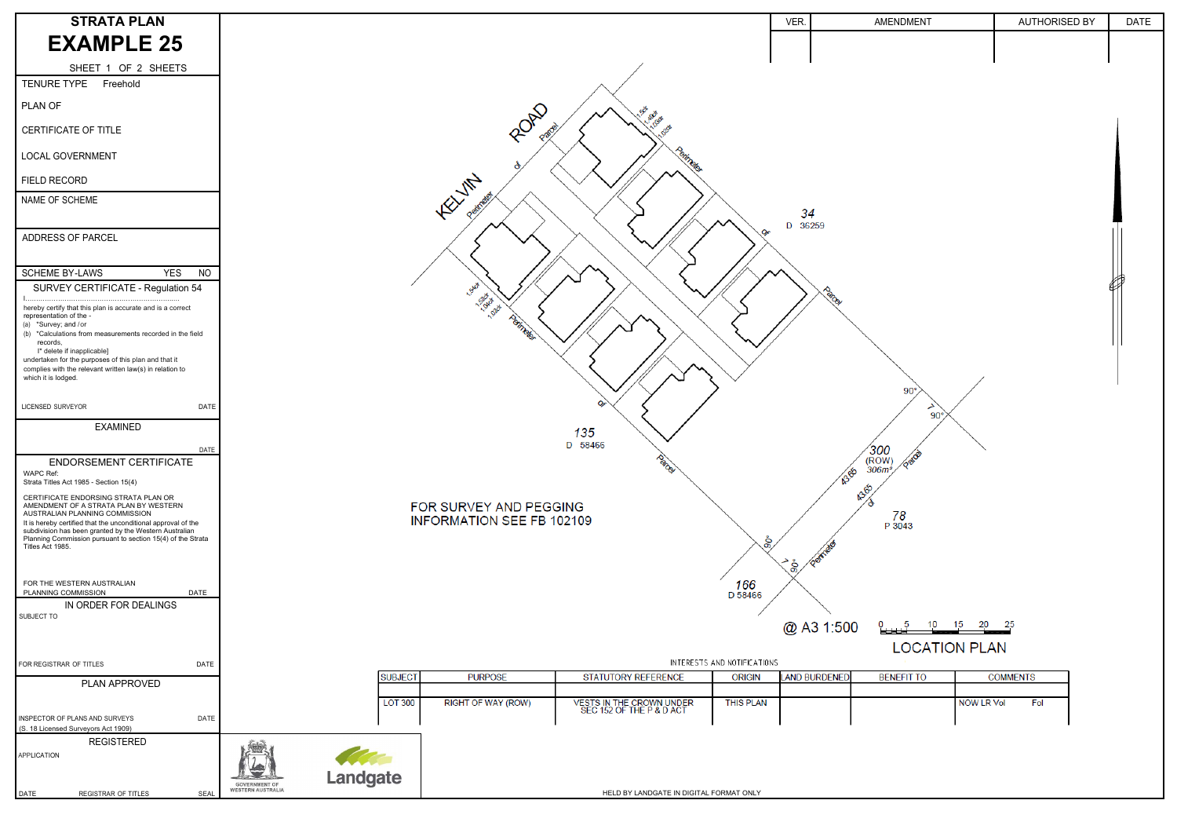# STRATA PLAN

# EXAMPLE 25

SHEET 1 OF 2 SHEETS

| VER. | AMENDMENT | AUTHORISED BY | DATE |
|---|---|---|---|
| | | | |

TENURE TYPE Freehold

PLAN OF

CERTIFICATE OF TITLE

LOCAL GOVERNMENT

FIELD RECORD

NAME OF SCHEME

ADDRESS OF PARCEL

SCHEME BY-LAWS YES NO

## SURVEY CERTIFICATE - Regulation 54

I.......................................................................

hereby certify that this plan is accurate and is a correct representation of the -

(a) \*Survey; and /or

(b) \*Calculations from measurements recorded in the field records,

[\* delete if inapplicable]

undertaken for the purposes of this plan and that it complies with the relevant written law(s) in relation to which it is lodged.

LICENSED SURVEYOR DATE

## EXAMINED

DATE

## ENDORSEMENT CERTIFICATE

WAPC Ref:

Strata Titles Act 1985 - Section 15(4)

CERTIFICATE ENDORSING STRATA PLAN OR AMENDMENT OF A STRATA PLAN BY WESTERN AUSTRALIAN PLANNING COMMISSION

It is hereby certified that the unconditional approval of the subdivision has been granted by the Western Australian Planning Commission pursuant to section 15(4) of the Strata Titles Act 1985.

FOR THE WESTERN AUSTRALIAN PLANNING COMMISSION DATE

## IN ORDER FOR DEALINGS

SUBJECT TO

FOR REGISTRAR OF TITLES DATE

## PLAN APPROVED

INSPECTOR OF PLANS AND SURVEYS DATE

(S. 18 Licensed Surveyors Act 1909)

## REGISTERED

APPLICATION

DATE REGISTRAR OF TITLES SEAL

GOVERNMENT OF WESTERN AUSTRALIA

Landgate

KELVIN ROAD

Perimeter of Parcel

1.50ctr 1.49ctr 1.03ctr 1.02ctr

1.54ctr 1.52ctr 1.04ctr 1.02ctr

34 D 36259

135 D 58466

166 D 58466

78 P 3043

300 (ROW) 306m²

43.65

43.65

7

90°

FOR SURVEY AND PEGGING INFORMATION SEE FB 102109

@ A3 1:500

0 5 10 15 20 25

LOCATION PLAN

INTERESTS AND NOTIFICATIONS

| SUBJECT | PURPOSE | STATUTORY REFERENCE | ORIGIN | LAND BURDENED | BENEFIT TO | COMMENTS |
|---|---|---|---|---|---|---|
| LOT 300 | RIGHT OF WAY (ROW) | VESTS IN THE CROWN UNDER SEC 152 OF THE P & D ACT | THIS PLAN | | | NOW LR Vol Fol |

HELD BY LANDGATE IN DIGITAL FORMAT ONLY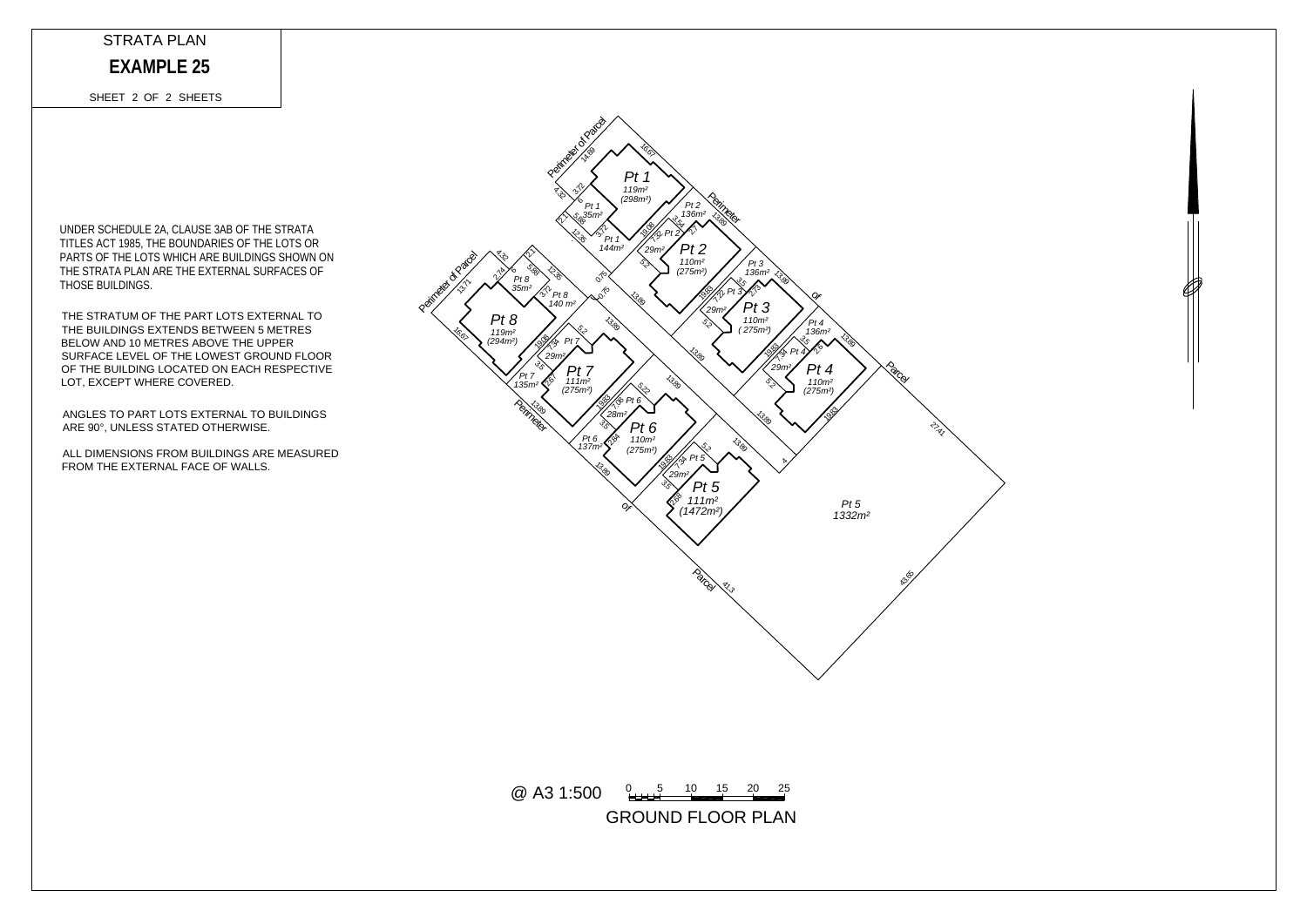STRATA PLAN

# EXAMPLE 25

SHEET 2 OF 2 SHEETS

UNDER SCHEDULE 2A, CLAUSE 3AB OF THE STRATA TITLES ACT 1985, THE BOUNDARIES OF THE LOTS OR PARTS OF THE LOTS WHICH ARE BUILDINGS SHOWN ON THE STRATA PLAN ARE THE EXTERNAL SURFACES OF THOSE BUILDINGS.

THE STRATUM OF THE PART LOTS EXTERNAL TO THE BUILDINGS EXTENDS BETWEEN 5 METRES BELOW AND 10 METRES ABOVE THE UPPER SURFACE LEVEL OF THE LOWEST GROUND FLOOR OF THE BUILDING LOCATED ON EACH RESPECTIVE LOT, EXCEPT WHERE COVERED.

ANGLES TO PART LOTS EXTERNAL TO BUILDINGS ARE 90°, UNLESS STATED OTHERWISE.

ALL DIMENSIONS FROM BUILDINGS ARE MEASURED FROM THE EXTERNAL FACE OF WALLS.

Perimeter of Parcel

Pt 1
119m²
(298m²)

Pt 1
35m²

Pt 1
144m²

Pt 2
136m²

Pt 2
110m²
(275m²)

Pt 2
29m²

Pt 3
136m²

Pt 3
110m²
(275m²)

Pt 3
29m²

Pt 4
136m²

Pt 4
110m²
(275m²)

Pt 4
29m²

Pt 5
111m²
(1472m²)

Pt 5
29m²

Pt 5
1332m²

Pt 6
110m²
(275m²)

Pt 6
28m²

Pt 6
137m²

Pt 7
111m²
(275m²)

Pt 7
29m²

Pt 7
135m²

Pt 8
119m²
(294m²)

Pt 8
35m²

Pt 8
140 m²

Perimeter of Parcel

@ A3 1:500

0 5 10 15 20 25

GROUND FLOOR PLAN